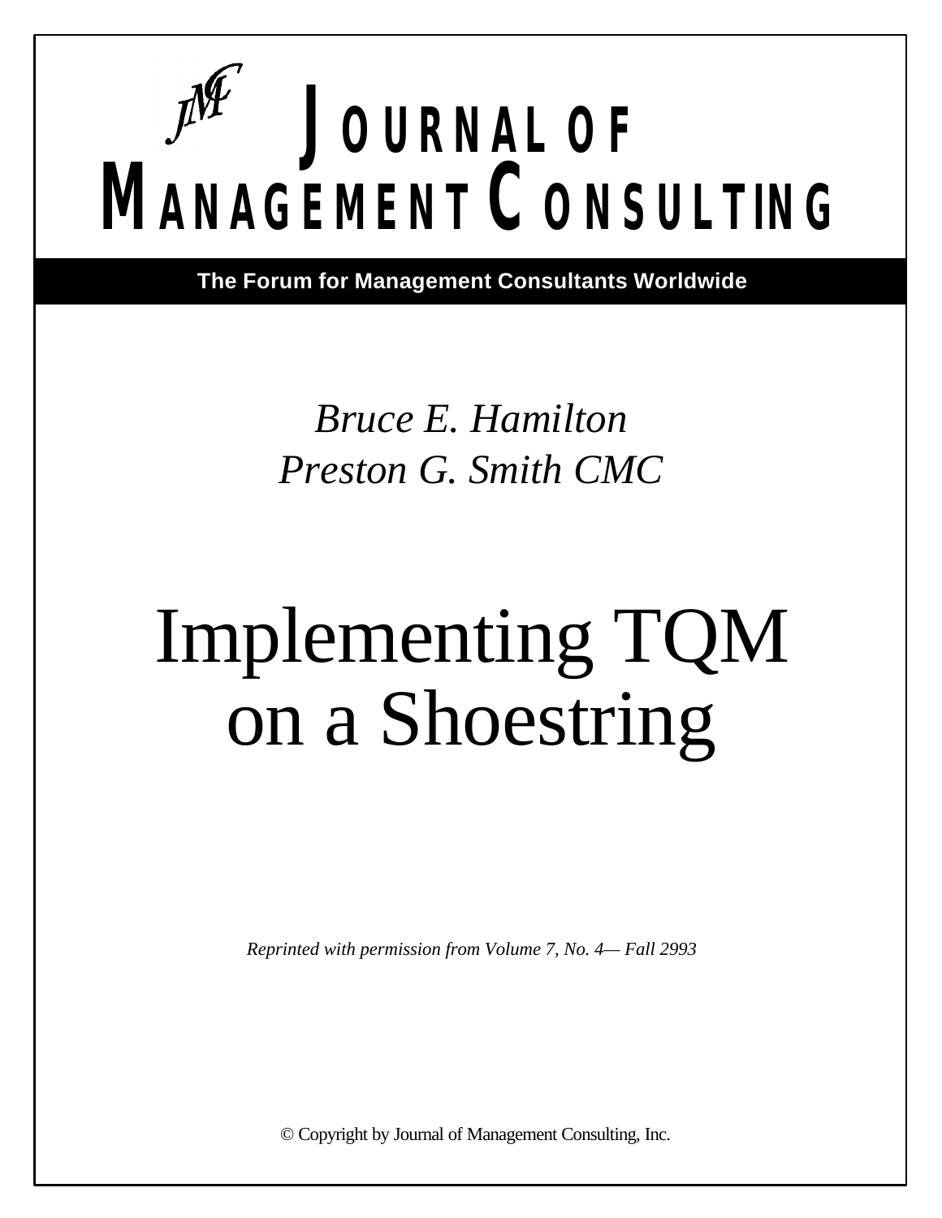# JOURNAL OF MANAGEMENT CONSULTING

**The Forum for Management Consultants Worldwide**

*Bruce E. Hamilton*
*Preston G. Smith CMC*

# Implementing TQM on a Shoestring

*Reprinted with permission from Volume 7, No. 4— Fall 2993*

© Copyright by Journal of Management Consulting, Inc.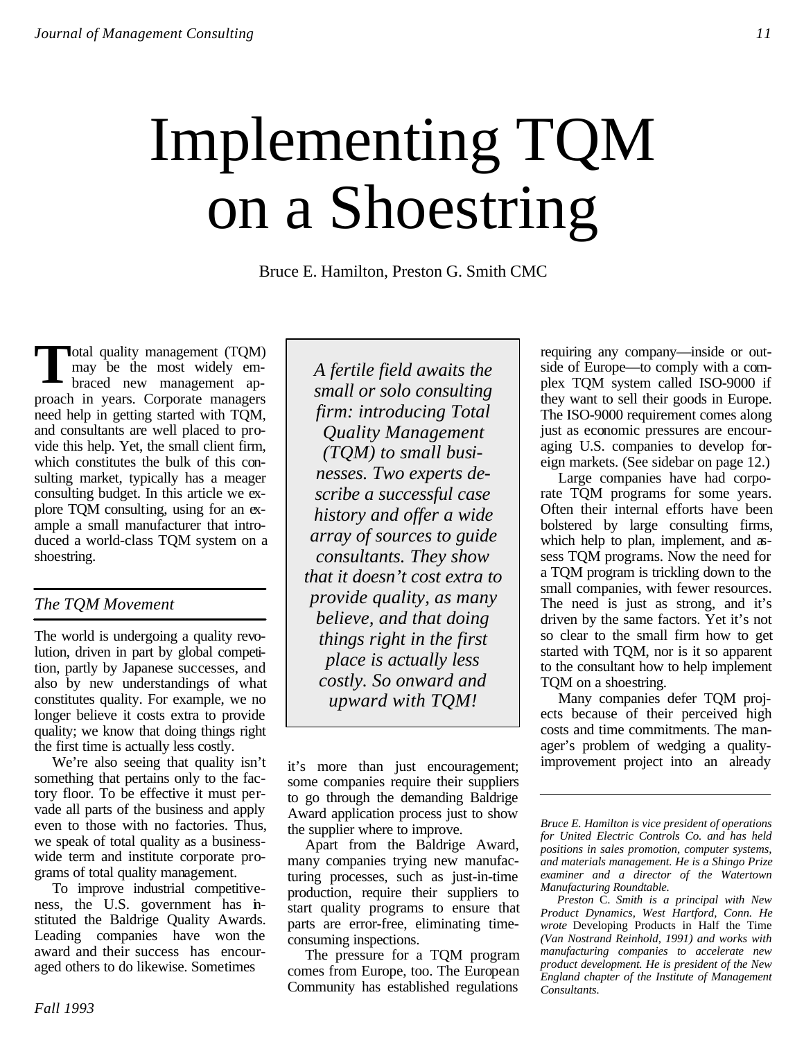# Implementing TQM on a Shoestring

Bruce E. Hamilton, Preston G. Smith CMC

*A fertile field awaits the small or solo consulting firm: introducing Total Quality Management (TQM) to small businesses. Two experts describe a successful case history and offer a wide array of sources to guide consultants. They show that it doesn't cost extra to provide quality, as many believe, and that doing things right in the first place is actually less costly. So onward and upward with TQM!*

Total quality management (TQM) may be the most widely embraced new management approach in years. Corporate managers need help in getting started with TQM, and consultants are well placed to provide this help. Yet, the small client firm, which constitutes the bulk of this consulting market, typically has a meager consulting budget. In this article we explore TQM consulting, using for an example a small manufacturer that introduced a world-class TQM system on a shoestring.

## *The TQM Movement*

The world is undergoing a quality revolution, driven in part by global competition, partly by Japanese successes, and also by new understandings of what constitutes quality. For example, we no longer believe it costs extra to provide quality; we know that doing things right the first time is actually less costly.

We're also seeing that quality isn't something that pertains only to the factory floor. To be effective it must pervade all parts of the business and apply even to those with no factories. Thus, we speak of total quality as a business-wide term and institute corporate programs of total quality management.

To improve industrial competitiveness, the U.S. government has instituted the Baldrige Quality Awards. Leading companies have won the award and their success has encouraged others to do likewise. Sometimes it's more than just encouragement; some companies require their suppliers to go through the demanding Baldrige Award application process just to show the supplier where to improve.

Apart from the Baldrige Award, many companies trying new manufacturing processes, such as just-in-time production, require their suppliers to start quality programs to ensure that parts are error-free, eliminating time-consuming inspections.

The pressure for a TQM program comes from Europe, too. The European Community has established regulations requiring any company—inside or outside of Europe—to comply with a complex TQM system called ISO-9000 if they want to sell their goods in Europe. The ISO-9000 requirement comes along just as economic pressures are encouraging U.S. companies to develop foreign markets. (See sidebar on page 12.)

Large companies have had corporate TQM programs for some years. Often their internal efforts have been bolstered by large consulting firms, which help to plan, implement, and assess TQM programs. Now the need for a TQM program is trickling down to the small companies, with fewer resources. The need is just as strong, and it's driven by the same factors. Yet it's not so clear to the small firm how to get started with TQM, nor is it so apparent to the consultant how to help implement TQM on a shoestring.

Many companies defer TQM projects because of their perceived high costs and time commitments. The manager's problem of wedging a quality-improvement project into an already

---

*Bruce E. Hamilton is vice president of operations for United Electric Controls Co. and has held positions in sales promotion, computer systems, and materials management. He is a Shingo Prize examiner and a director of the Watertown Manufacturing Roundtable.*

*Preston C. Smith is a principal with New Product Dynamics, West Hartford, Conn. He wrote* Developing Products in Half the Time *(Van Nostrand Reinhold, 1991) and works with manufacturing companies to accelerate new product development. He is president of the New England chapter of the Institute of Management Consultants.*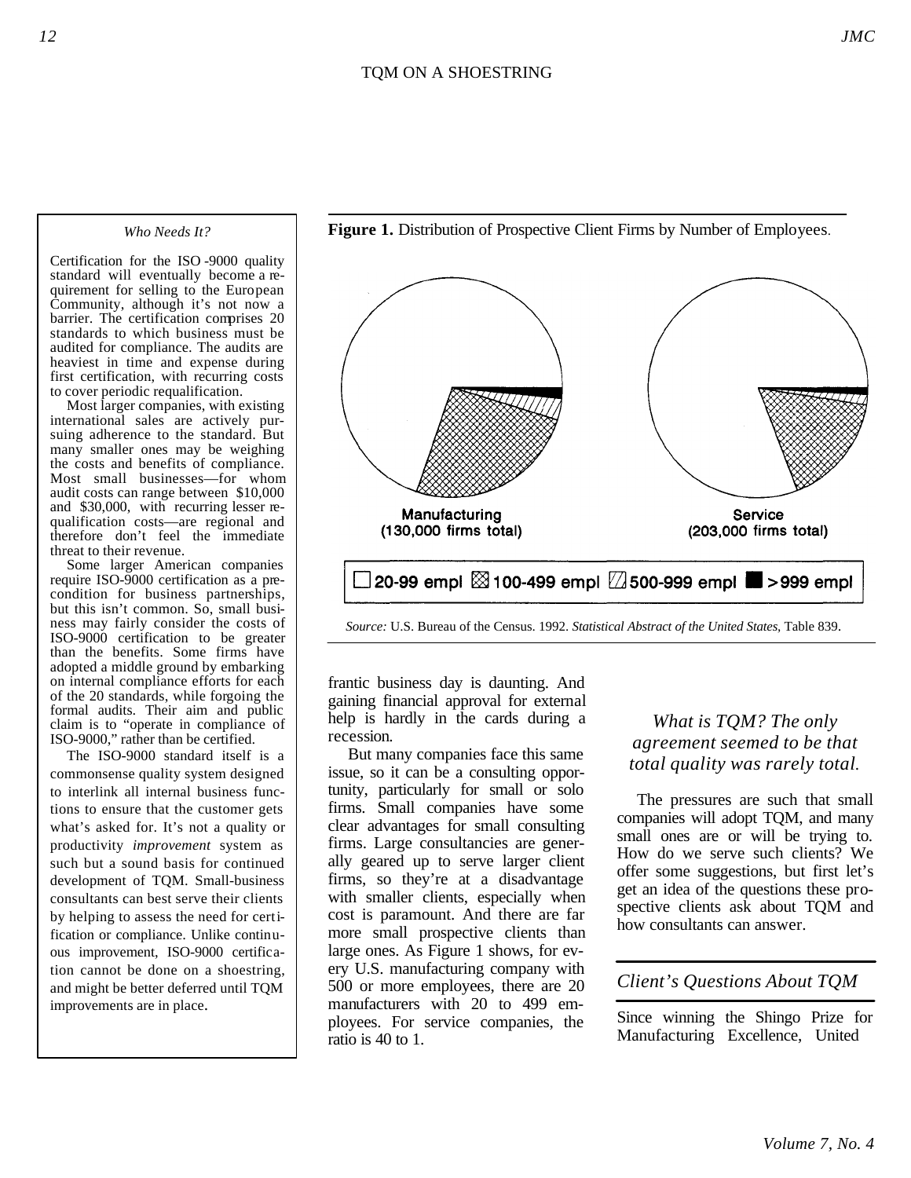### Who Needs It?

Certification for the ISO-9000 quality standard will eventually become a requirement for selling to the European Community, although it's not now a barrier. The certification comprises 20 standards to which business must be audited for compliance. The audits are heaviest in time and expense during first certification, with recurring costs to cover periodic requalification.

Most larger companies, with existing international sales are actively pursuing adherence to the standard. But many smaller ones may be weighing the costs and benefits of compliance. Most small businesses—for whom audit costs can range between $10,000 and $30,000, with recurring lesser requalification costs—are regional and therefore don't feel the immediate threat to their revenue.

Some larger American companies require ISO-9000 certification as a precondition for business partnerships, but this isn't common. So, small business may fairly consider the costs of ISO-9000 certification to be greater than the benefits. Some firms have adopted a middle ground by embarking on internal compliance efforts for each of the 20 standards, while forgoing the formal audits. Their aim and public claim is to "operate in compliance of ISO-9000," rather than be certified.

The ISO-9000 standard itself is a commonsense quality system designed to interlink all internal business functions to ensure that the customer gets what's asked for. It's not a quality or productivity *improvement* system as such but a sound basis for continued development of TQM. Small-business consultants can best serve their clients by helping to assess the need for certification or compliance. Unlike continuous improvement, ISO-9000 certification cannot be done on a shoestring, and might be better deferred until TQM improvements are in place.

---

**Figure 1.** Distribution of Prospective Client Firms by Number of Employees.

Manufacturing (130,000 firms total) — Service (203,000 firms total)

Legend: 20-99 empl; 100-499 empl; 500-999 empl; >999 empl

*Source:* U.S. Bureau of the Census. 1992. *Statistical Abstract of the United States*, Table 839.

---

frantic business day is daunting. And gaining financial approval for external help is hardly in the cards during a recession.

But many companies face this same issue, so it can be a consulting opportunity, particularly for small or solo firms. Small companies have some clear advantages for small consulting firms. Large consultancies are generally geared up to serve larger client firms, so they're at a disadvantage with smaller clients, especially when cost is paramount. And there are far more small prospective clients than large ones. As Figure 1 shows, for every U.S. manufacturing company with 500 or more employees, there are 20 manufacturers with 20 to 499 employees. For service companies, the ratio is 40 to 1.

*What is TQM? The only agreement seemed to be that total quality was rarely total.*

The pressures are such that small companies will adopt TQM, and many small ones are or will be trying to. How do we serve such clients? We offer some suggestions, but first let's get an idea of the questions these prospective clients ask about TQM and how consultants can answer.

## *Client's Questions About TQM*

Since winning the Shingo Prize for Manufacturing Excellence, United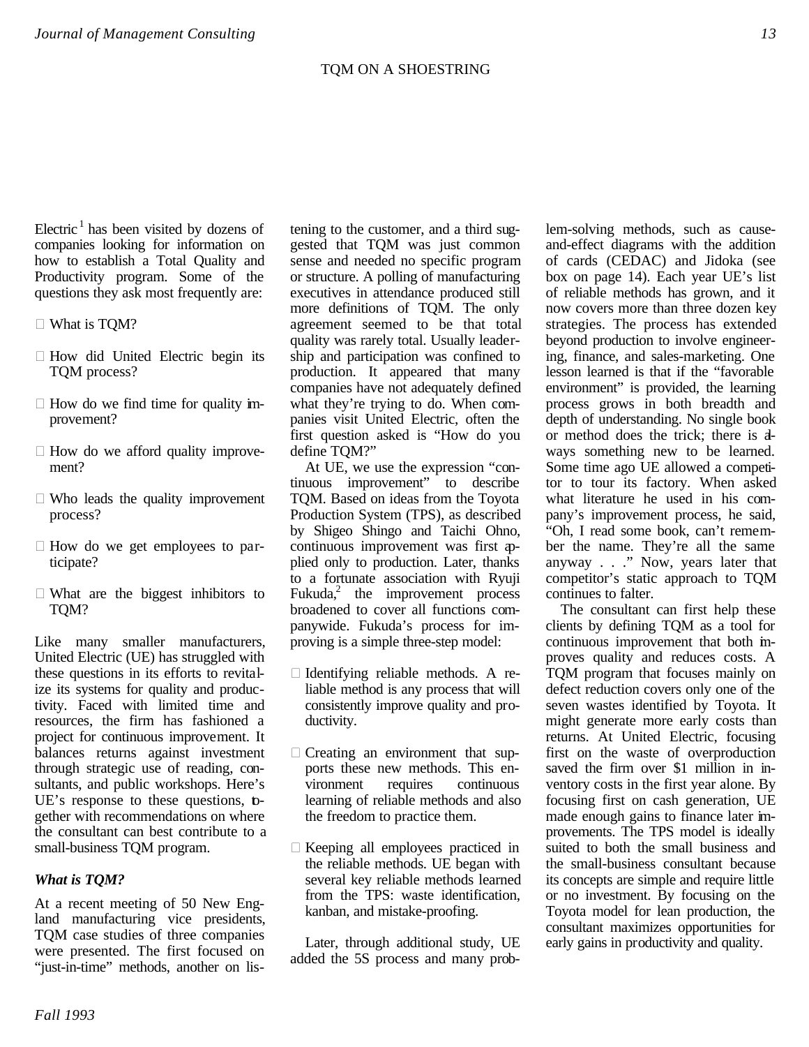TQM ON A SHOESTRING

Electric[1] has been visited by dozens of companies looking for information on how to establish a Total Quality and Productivity program. Some of the questions they ask most frequently are:

- What is TQM?
- How did United Electric begin its TQM process?
- How do we find time for quality improvement?
- How do we afford quality improvement?
- Who leads the quality improvement process?
- How do we get employees to participate?
- What are the biggest inhibitors to TQM?

Like many smaller manufacturers, United Electric (UE) has struggled with these questions in its efforts to revitalize its systems for quality and productivity. Faced with limited time and resources, the firm has fashioned a project for continuous improvement. It balances returns against investment through strategic use of reading, consultants, and public workshops. Here's UE's response to these questions, together with recommendations on where the consultant can best contribute to a small-business TQM program.

### *What is TQM?*

At a recent meeting of 50 New England manufacturing vice presidents, TQM case studies of three companies were presented. The first focused on "just-in-time" methods, another on listening to the customer, and a third suggested that TQM was just common sense and needed no specific program or structure. A polling of manufacturing executives in attendance produced still more definitions of TQM. The only agreement seemed to be that total quality was rarely total. Usually leadership and participation was confined to production. It appeared that many companies have not adequately defined what they're trying to do. When companies visit United Electric, often the first question asked is "How do you define TQM?"

At UE, we use the expression "continuous improvement" to describe TQM. Based on ideas from the Toyota Production System (TPS), as described by Shigeo Shingo and Taichi Ohno, continuous improvement was first applied only to production. Later, thanks to a fortunate association with Ryuji Fukuda,[2] the improvement process broadened to cover all functions companywide. Fukuda's process for improving is a simple three-step model:

- Identifying reliable methods. A reliable method is any process that will consistently improve quality and productivity.
- Creating an environment that supports these new methods. This environment requires continuous learning of reliable methods and also the freedom to practice them.
- Keeping all employees practiced in the reliable methods. UE began with several key reliable methods learned from the TPS: waste identification, kanban, and mistake-proofing.

Later, through additional study, UE added the 5S process and many problem-solving methods, such as cause-and-effect diagrams with the addition of cards (CEDAC) and Jidoka (see box on page 14). Each year UE's list of reliable methods has grown, and it now covers more than three dozen key strategies. The process has extended beyond production to involve engineering, finance, and sales-marketing. One lesson learned is that if the "favorable environment" is provided, the learning process grows in both breadth and depth of understanding. No single book or method does the trick; there is always something new to be learned. Some time ago UE allowed a competitor to tour its factory. When asked what literature he used in his company's improvement process, he said, "Oh, I read some book, can't remember the name. They're all the same anyway . . ." Now, years later that competitor's static approach to TQM continues to falter.

The consultant can first help these clients by defining TQM as a tool for continuous improvement that both improves quality and reduces costs. A TQM program that focuses mainly on defect reduction covers only one of the seven wastes identified by Toyota. It might generate more early costs than returns. At United Electric, focusing first on the waste of overproduction saved the firm over $1 million in inventory costs in the first year alone. By focusing first on cash generation, UE made enough gains to finance later improvements. The TPS model is ideally suited to both the small business and the small-business consultant because its concepts are simple and require little or no investment. By focusing on the Toyota model for lean production, the consultant maximizes opportunities for early gains in productivity and quality.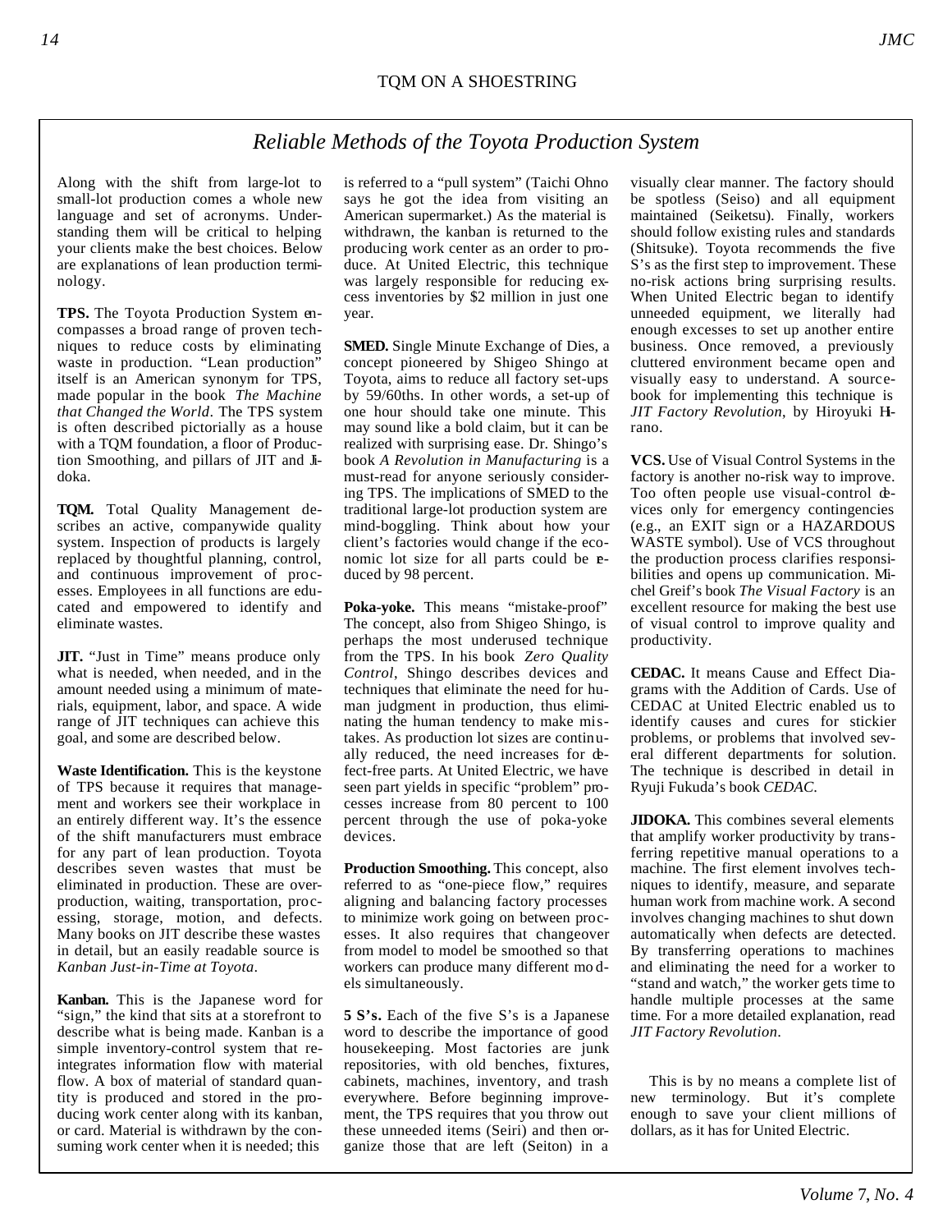## Reliable Methods of the Toyota Production System

Along with the shift from large-lot to small-lot production comes a whole new language and set of acronyms. Understanding them will be critical to helping your clients make the best choices. Below are explanations of lean production terminology.

**TPS.** The Toyota Production System encompasses a broad range of proven techniques to reduce costs by eliminating waste in production. "Lean production" itself is an American synonym for TPS, made popular in the book *The Machine that Changed the World*. The TPS system is often described pictorially as a house with a TQM foundation, a floor of Production Smoothing, and pillars of JIT and Jidoka.

**TQM.** Total Quality Management describes an active, companywide quality system. Inspection of products is largely replaced by thoughtful planning, control, and continuous improvement of processes. Employees in all functions are educated and empowered to identify and eliminate wastes.

**JIT.** "Just in Time" means produce only what is needed, when needed, and in the amount needed using a minimum of materials, equipment, labor, and space. A wide range of JIT techniques can achieve this goal, and some are described below.

**Waste Identification.** This is the keystone of TPS because it requires that management and workers see their workplace in an entirely different way. It's the essence of the shift manufacturers must embrace for any part of lean production. Toyota describes seven wastes that must be eliminated in production. These are overproduction, waiting, transportation, processing, storage, motion, and defects. Many books on JIT describe these wastes in detail, but an easily readable source is *Kanban Just-in-Time at Toyota*.

**Kanban.** This is the Japanese word for "sign," the kind that sits at a storefront to describe what is being made. Kanban is a simple inventory-control system that reintegrates information flow with material flow. A box of material of standard quantity is produced and stored in the producing work center along with its kanban, or card. Material is withdrawn by the consuming work center when it is needed; this is referred to as a "pull system" (Taichi Ohno says he got the idea from visiting an American supermarket.) As the material is withdrawn, the kanban is returned to the producing work center as an order to produce. At United Electric, this technique was largely responsible for reducing excess inventories by $2 million in just one year.

**SMED.** Single Minute Exchange of Dies, a concept pioneered by Shigeo Shingo at Toyota, aims to reduce all factory set-ups by 59/60ths. In other words, a set-up of one hour should take one minute. This may sound like a bold claim, but it can be realized with surprising ease. Dr. Shingo's book *A Revolution in Manufacturing* is a must-read for anyone seriously considering TPS. The implications of SMED to the traditional large-lot production system are mind-boggling. Think about how your client's factories would change if the economic lot size for all parts could be reduced by 98 percent.

**Poka-yoke.** This means "mistake-proof" The concept, also from Shigeo Shingo, is perhaps the most underused technique from the TPS. In his book *Zero Quality Control*, Shingo describes devices and techniques that eliminate the need for human judgment in production, thus eliminating the human tendency to make mistakes. As production lot sizes are continually reduced, the need increases for defect-free parts. At United Electric, we have seen part yields in specific "problem" processes increase from 80 percent to 100 percent through the use of poka-yoke devices.

**Production Smoothing.** This concept, also referred to as "one-piece flow," requires aligning and balancing factory processes to minimize work going on between processes. It also requires that changeover from model to model be smoothed so that workers can produce many different models simultaneously.

**5 S's.** Each of the five S's is a Japanese word to describe the importance of good housekeeping. Most factories are junk repositories, with old benches, fixtures, cabinets, machines, inventory, and trash everywhere. Before beginning improvement, the TPS requires that you throw out these unneeded items (Seiri) and then organize those that are left (Seiton) in a visually clear manner. The factory should be spotless (Seiso) and all equipment maintained (Seiketsu). Finally, workers should follow existing rules and standards (Shitsuke). Toyota recommends the five S's as the first step to improvement. These no-risk actions bring surprising results. When United Electric began to identify unneeded equipment, we literally had enough excesses to set up another entire business. Once removed, a previously cluttered environment became open and visually easy to understand. A sourcebook for implementing this technique is *JIT Factory Revolution*, by Hiroyuki Hirano.

**VCS.** Use of Visual Control Systems in the factory is another no-risk way to improve. Too often people use visual-control devices only for emergency contingencies (e.g., an EXIT sign or a HAZARDOUS WASTE symbol). Use of VCS throughout the production process clarifies responsibilities and opens up communication. Michel Greif's book *The Visual Factory* is an excellent resource for making the best use of visual control to improve quality and productivity.

**CEDAC.** It means Cause and Effect Diagrams with the Addition of Cards. Use of CEDAC at United Electric enabled us to identify causes and cures for stickier problems, or problems that involved several different departments for solution. The technique is described in detail in Ryuji Fukuda's book *CEDAC*.

**JIDOKA.** This combines several elements that amplify worker productivity by transferring repetitive manual operations to a machine. The first element involves techniques to identify, measure, and separate human work from machine work. A second involves changing machines to shut down automatically when defects are detected. By transferring operations to machines and eliminating the need for a worker to "stand and watch," the worker gets time to handle multiple processes at the same time. For a more detailed explanation, read *JIT Factory Revolution*.

This is by no means a complete list of new terminology. But it's complete enough to save your client millions of dollars, as it has for United Electric.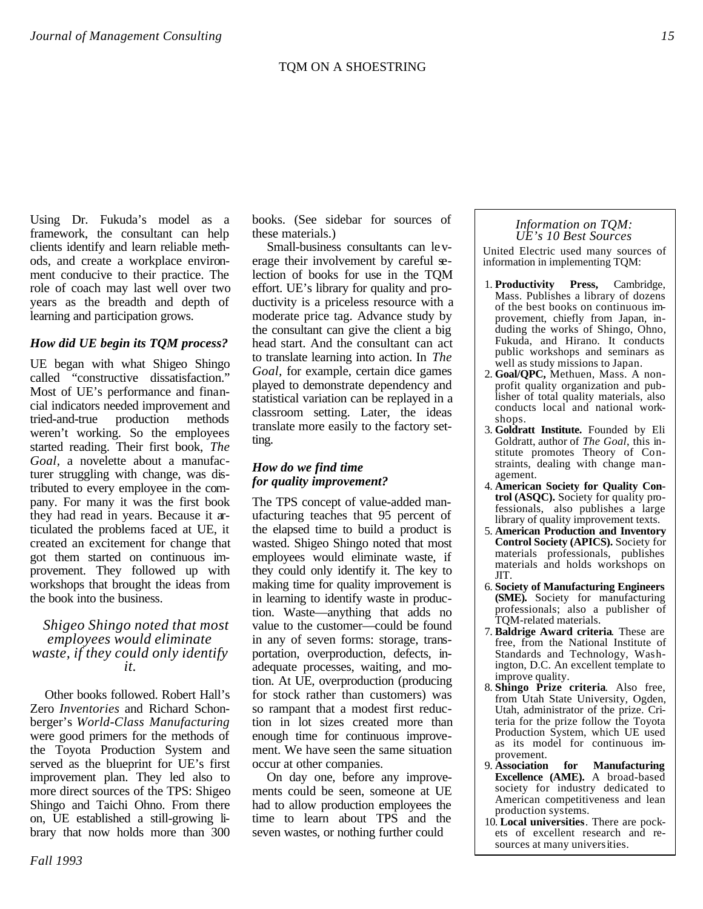Using Dr. Fukuda's model as a framework, the consultant can help clients identify and learn reliable methods, and create a workplace environment conducive to their practice. The role of coach may last well over two years as the breadth and depth of learning and participation grows.

### *How did UE begin its TQM process?*

UE began with what Shigeo Shingo called "constructive dissatisfaction." Most of UE's performance and financial indicators needed improvement and tried-and-true production methods weren't working. So the employees started reading. Their first book, *The Goal*, a novelette about a manufacturer struggling with change, was distributed to every employee in the company. For many it was the first book they had read in years. Because it articulated the problems faced at UE, it created an excitement for change that got them started on continuous improvement. They followed up with workshops that brought the ideas from the book into the business.

> *Shigeo Shingo noted that most employees would eliminate waste, if they could only identify it.*

Other books followed. Robert Hall's Zero *Inventories* and Richard Schonberger's *World-Class Manufacturing* were good primers for the methods of the Toyota Production System and served as the blueprint for UE's first improvement plan. They led also to more direct sources of the TPS: Shigeo Shingo and Taichi Ohno. From there on, UE established a still-growing library that now holds more than 300 books. (See sidebar for sources of these materials.)

Small-business consultants can leverage their involvement by careful selection of books for use in the TQM effort. UE's library for quality and productivity is a priceless resource with a moderate price tag. Advance study by the consultant can give the client a big head start. And the consultant can act to translate learning into action. In *The Goal*, for example, certain dice games played to demonstrate dependency and statistical variation can be replayed in a classroom setting. Later, the ideas translate more easily to the factory setting.

### *How do we find time for quality improvement?*

The TPS concept of value-added manufacturing teaches that 95 percent of the elapsed time to build a product is wasted. Shigeo Shingo noted that most employees would eliminate waste, if they could only identify it. The key to making time for quality improvement is in learning to identify waste in production. Waste—anything that adds no value to the customer—could be found in any of seven forms: storage, transportation, overproduction, defects, inadequate processes, waiting, and motion. At UE, overproduction (producing for stock rather than customers) was so rampant that a modest first reduction in lot sizes created more than enough time for continuous improvement. We have seen the same situation occur at other companies.

On day one, before any improvements could be seen, someone at UE had to allow production employees the time to learn about TPS and the seven wastes, or nothing further could

---

*Information on TQM: UE's 10 Best Sources*

United Electric used many sources of information in implementing TQM:

1. **Productivity Press,** Cambridge, Mass. Publishes a library of dozens of the best books on continuous improvement, chiefly from Japan, including the works of Shingo, Ohno, Fukuda, and Hirano. It conducts public workshops and seminars as well as study missions to Japan.
2. **Goal/QPC,** Methuen, Mass. A nonprofit quality organization and publisher of total quality materials, also conducts local and national workshops.
3. **Goldratt Institute.** Founded by Eli Goldratt, author of *The Goal*, this institute promotes Theory of Constraints, dealing with change management.
4. **American Society for Quality Control (ASQC).** Society for quality professionals, also publishes a large library of quality improvement texts.
5. **American Production and Inventory Control Society (APICS).** Society for materials professionals, publishes materials and holds workshops on JIT.
6. **Society of Manufacturing Engineers (SME).** Society for manufacturing professionals; also a publisher of TQM-related materials.
7. **Baldrige Award criteria**. These are free, from the National Institute of Standards and Technology, Washington, D.C. An excellent template to improve quality.
8. **Shingo Prize criteria**. Also free, from Utah State University, Ogden, Utah, administrator of the prize. Criteria for the prize follow the Toyota Production System, which UE used as its model for continuous improvement.
9. **Association for Manufacturing Excellence (AME).** A broad-based society for industry dedicated to American competitiveness and lean production systems.
10. **Local universities**. There are pockets of excellent research and resources at many universities.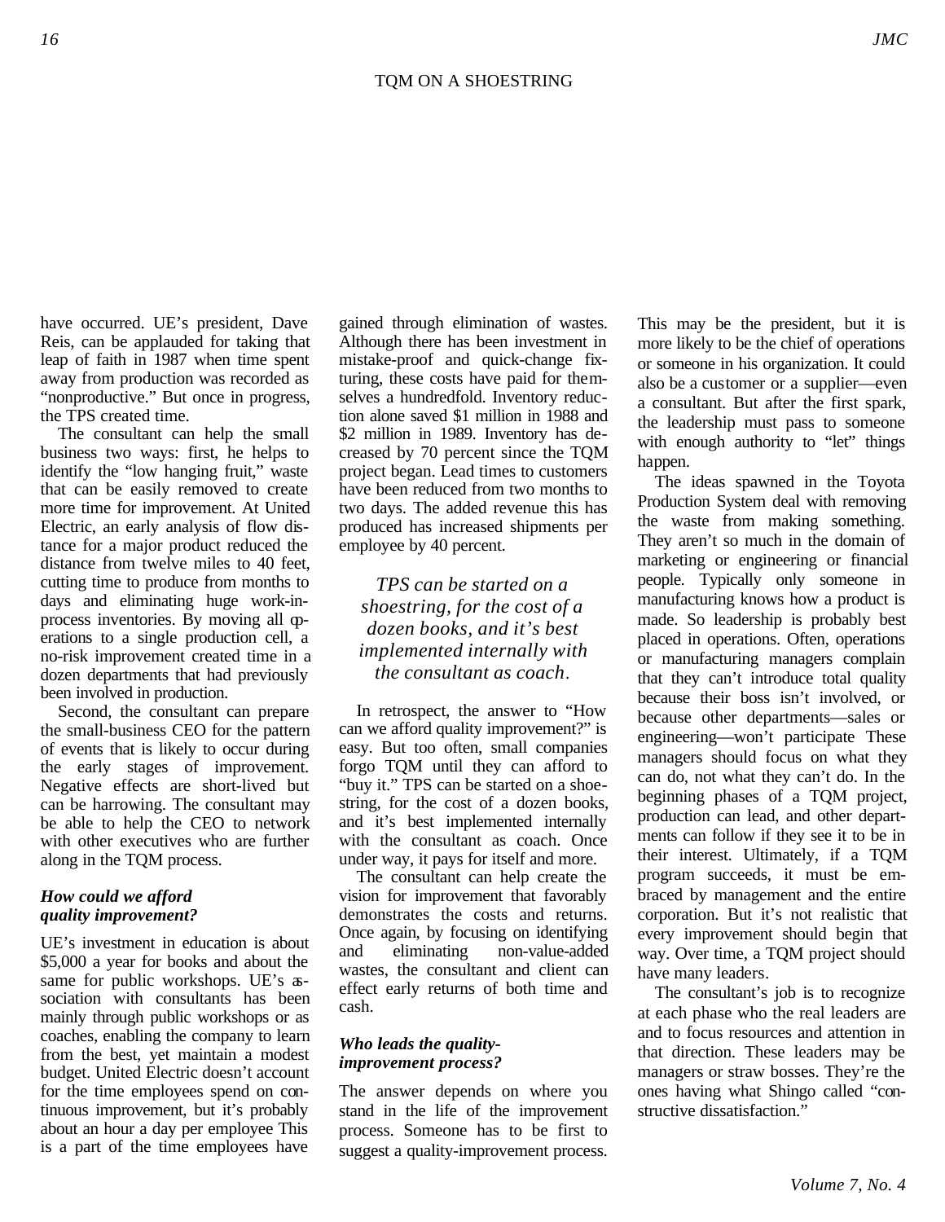have occurred. UE's president, Dave Reis, can be applauded for taking that leap of faith in 1987 when time spent away from production was recorded as "nonproductive." But once in progress, the TPS created time.

The consultant can help the small business two ways: first, he helps to identify the "low hanging fruit," waste that can be easily removed to create more time for improvement. At United Electric, an early analysis of flow distance for a major product reduced the distance from twelve miles to 40 feet, cutting time to produce from months to days and eliminating huge work-in-process inventories. By moving all operations to a single production cell, a no-risk improvement created time in a dozen departments that had previously been involved in production.

Second, the consultant can prepare the small-business CEO for the pattern of events that is likely to occur during the early stages of improvement. Negative effects are short-lived but can be harrowing. The consultant may be able to help the CEO to network with other executives who are further along in the TQM process.

### *How could we afford quality improvement?*

UE's investment in education is about $5,000 a year for books and about the same for public workshops. UE's association with consultants has been mainly through public workshops or as coaches, enabling the company to learn from the best, yet maintain a modest budget. United Electric doesn't account for the time employees spend on continuous improvement, but it's probably about an hour a day per employee This is a part of the time employees have gained through elimination of wastes. Although there has been investment in mistake-proof and quick-change fixturing, these costs have paid for themselves a hundredfold. Inventory reduction alone saved $1 million in 1988 and $2 million in 1989. Inventory has decreased by 70 percent since the TQM project began. Lead times to customers have been reduced from two months to two days. The added revenue this has produced has increased shipments per employee by 40 percent.

*TPS can be started on a shoestring, for the cost of a dozen books, and it's best implemented internally with the consultant as coach.*

In retrospect, the answer to "How can we afford quality improvement?" is easy. But too often, small companies forgo TQM until they can afford to "buy it." TPS can be started on a shoestring, for the cost of a dozen books, and it's best implemented internally with the consultant as coach. Once under way, it pays for itself and more.

The consultant can help create the vision for improvement that favorably demonstrates the costs and returns. Once again, by focusing on identifying and eliminating non-value-added wastes, the consultant and client can effect early returns of both time and cash.

### *Who leads the quality-improvement process?*

The answer depends on where you stand in the life of the improvement process. Someone has to be first to suggest a quality-improvement process. This may be the president, but it is more likely to be the chief of operations or someone in his organization. It could also be a customer or a supplier—even a consultant. But after the first spark, the leadership must pass to someone with enough authority to "let" things happen.

The ideas spawned in the Toyota Production System deal with removing the waste from making something. They aren't so much in the domain of marketing or engineering or financial people. Typically only someone in manufacturing knows how a product is made. So leadership is probably best placed in operations. Often, operations or manufacturing managers complain that they can't introduce total quality because their boss isn't involved, or because other departments—sales or engineering—won't participate These managers should focus on what they can do, not what they can't do. In the beginning phases of a TQM project, production can lead, and other departments can follow if they see it to be in their interest. Ultimately, if a TQM program succeeds, it must be embraced by management and the entire corporation. But it's not realistic that every improvement should begin that way. Over time, a TQM project should have many leaders.

The consultant's job is to recognize at each phase who the real leaders are and to focus resources and attention in that direction. These leaders may be managers or straw bosses. They're the ones having what Shingo called "constructive dissatisfaction."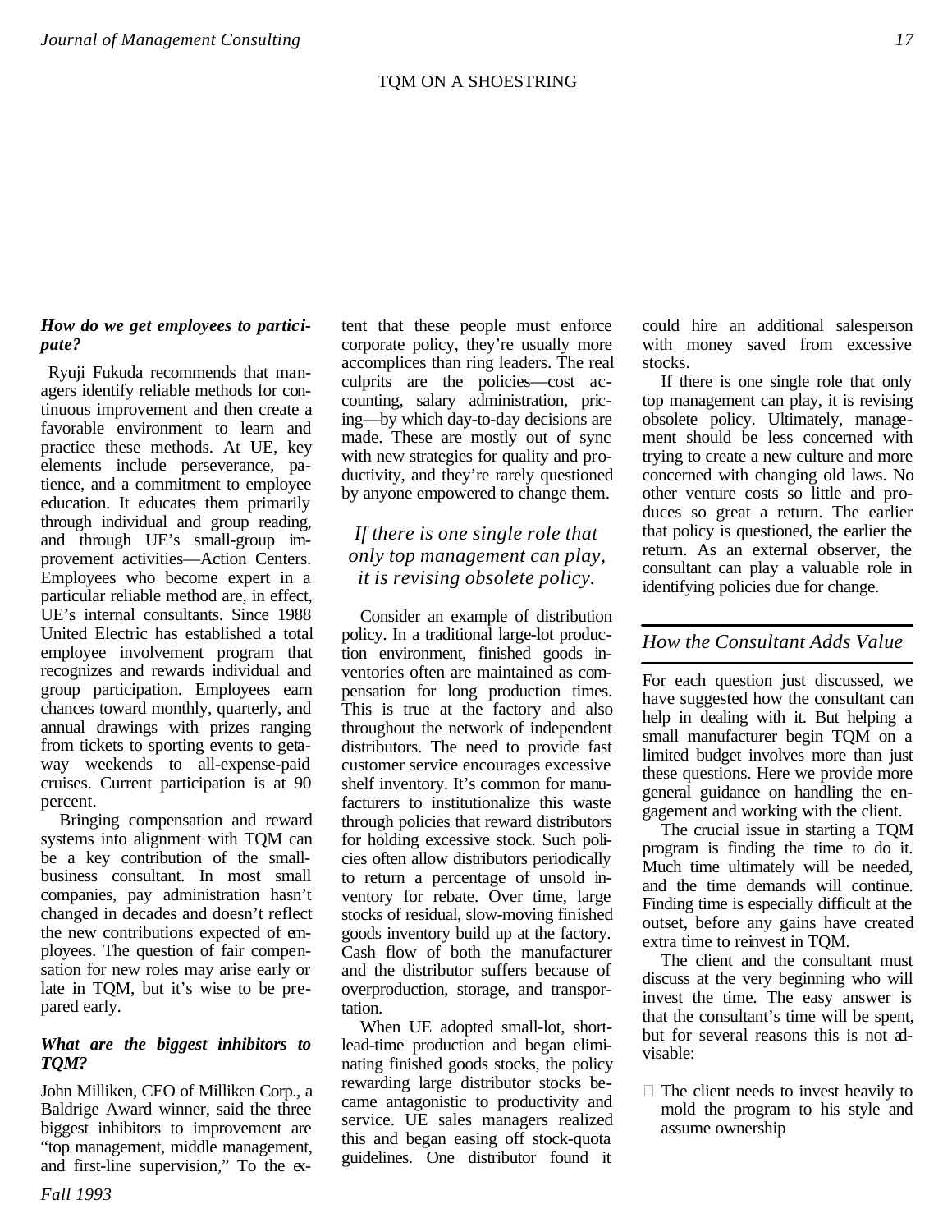*How do we get employees to participate?*

Ryuji Fukuda recommends that managers identify reliable methods for continuous improvement and then create a favorable environment to learn and practice these methods. At UE, key elements include perseverance, patience, and a commitment to employee education. It educates them primarily through individual and group reading, and through UE's small-group improvement activities—Action Centers. Employees who become expert in a particular reliable method are, in effect, UE's internal consultants. Since 1988 United Electric has established a total employee involvement program that recognizes and rewards individual and group participation. Employees earn chances toward monthly, quarterly, and annual drawings with prizes ranging from tickets to sporting events to getaway weekends to all-expense-paid cruises. Current participation is at 90 percent.

Bringing compensation and reward systems into alignment with TQM can be a key contribution of the small-business consultant. In most small companies, pay administration hasn't changed in decades and doesn't reflect the new contributions expected of employees. The question of fair compensation for new roles may arise early or late in TQM, but it's wise to be prepared early.

*What are the biggest inhibitors to TQM?*

John Milliken, CEO of Milliken Corp., a Baldrige Award winner, said the three biggest inhibitors to improvement are "top management, middle management, and first-line supervision," To the extent that these people must enforce corporate policy, they're usually more accomplices than ring leaders. The real culprits are the policies—cost accounting, salary administration, pricing—by which day-to-day decisions are made. These are mostly out of sync with new strategies for quality and productivity, and they're rarely questioned by anyone empowered to change them.

> *If there is one single role that only top management can play, it is revising obsolete policy.*

Consider an example of distribution policy. In a traditional large-lot production environment, finished goods inventories often are maintained as compensation for long production times. This is true at the factory and also throughout the network of independent distributors. The need to provide fast customer service encourages excessive shelf inventory. It's common for manufacturers to institutionalize this waste through policies that reward distributors for holding excessive stock. Such policies often allow distributors periodically to return a percentage of unsold inventory for rebate. Over time, large stocks of residual, slow-moving finished goods inventory build up at the factory. Cash flow of both the manufacturer and the distributor suffers because of overproduction, storage, and transportation.

When UE adopted small-lot, short-lead-time production and began eliminating finished goods stocks, the policy rewarding large distributor stocks became antagonistic to productivity and service. UE sales managers realized this and began easing off stock-quota guidelines. One distributor found it could hire an additional salesperson with money saved from excessive stocks.

If there is one single role that only top management can play, it is revising obsolete policy. Ultimately, management should be less concerned with trying to create a new culture and more concerned with changing old laws. No other venture costs so little and produces so great a return. The earlier that policy is questioned, the earlier the return. As an external observer, the consultant can play a valuable role in identifying policies due for change.

## How the Consultant Adds Value

For each question just discussed, we have suggested how the consultant can help in dealing with it. But helping a small manufacturer begin TQM on a limited budget involves more than just these questions. Here we provide more general guidance on handling the engagement and working with the client.

The crucial issue in starting a TQM program is finding the time to do it. Much time ultimately will be needed, and the time demands will continue. Finding time is especially difficult at the outset, before any gains have created extra time to reinvest in TQM.

The client and the consultant must discuss at the very beginning who will invest the time. The easy answer is that the consultant's time will be spent, but for several reasons this is not advisable:

- The client needs to invest heavily to mold the program to his style and assume ownership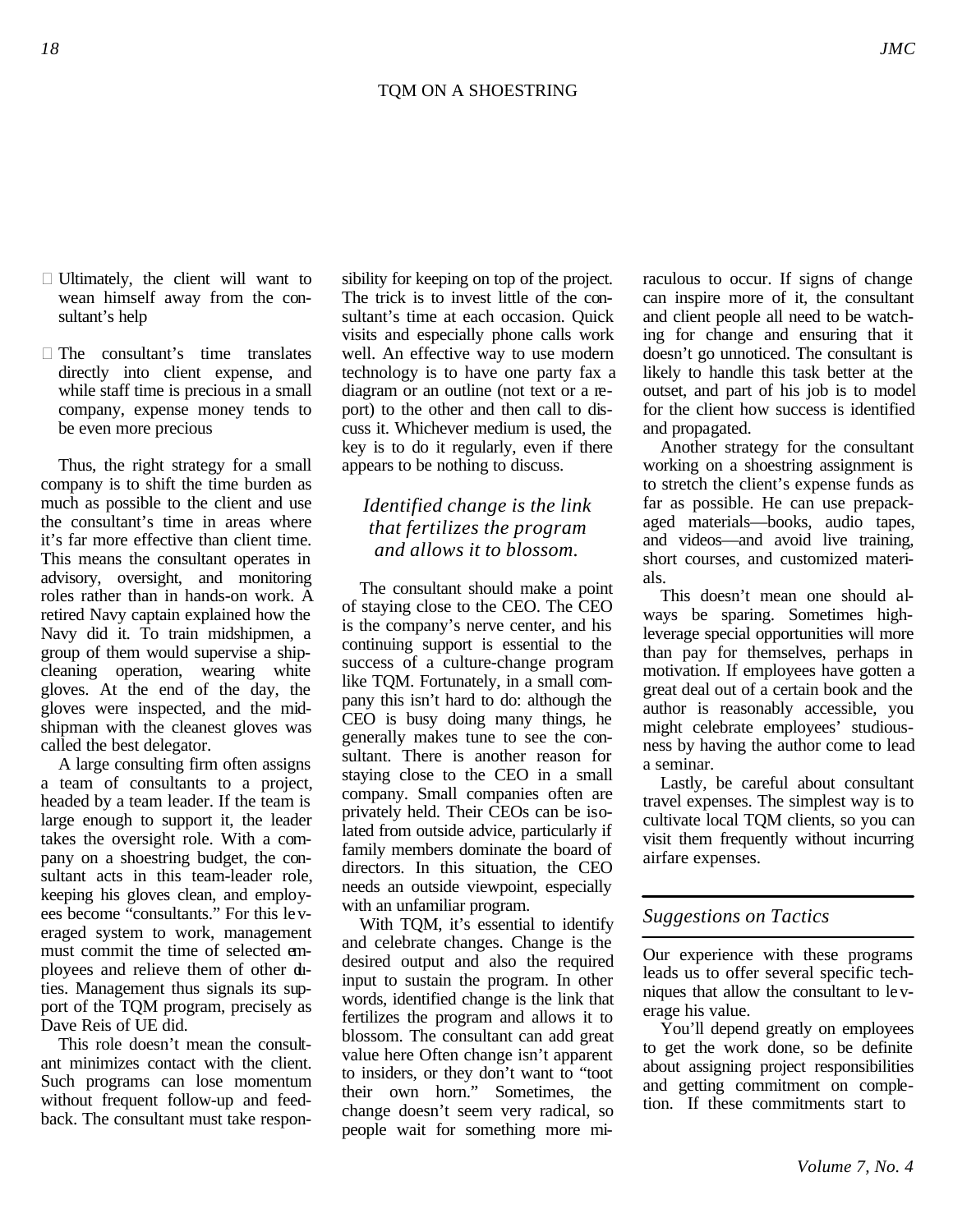- Ultimately, the client will want to wean himself away from the consultant's help
- The consultant's time translates directly into client expense, and while staff time is precious in a small company, expense money tends to be even more precious

Thus, the right strategy for a small company is to shift the time burden as much as possible to the client and use the consultant's time in areas where it's far more effective than client time. This means the consultant operates in advisory, oversight, and monitoring roles rather than in hands-on work. A retired Navy captain explained how the Navy did it. To train midshipmen, a group of them would supervise a ship-cleaning operation, wearing white gloves. At the end of the day, the gloves were inspected, and the midshipman with the cleanest gloves was called the best delegator.

A large consulting firm often assigns a team of consultants to a project, headed by a team leader. If the team is large enough to support it, the leader takes the oversight role. With a company on a shoestring budget, the consultant acts in this team-leader role, keeping his gloves clean, and employees become "consultants." For this leveraged system to work, management must commit the time of selected employees and relieve them of other duties. Management thus signals its support of the TQM program, precisely as Dave Reis of UE did.

This role doesn't mean the consultant minimizes contact with the client. Such programs can lose momentum without frequent follow-up and feedback. The consultant must take responsibility for keeping on top of the project. The trick is to invest little of the consultant's time at each occasion. Quick visits and especially phone calls work well. An effective way to use modern technology is to have one party fax a diagram or an outline (not text or a report) to the other and then call to discuss it. Whichever medium is used, the key is to do it regularly, even if there appears to be nothing to discuss.

*Identified change is the link that fertilizes the program and allows it to blossom.*

The consultant should make a point of staying close to the CEO. The CEO is the company's nerve center, and his continuing support is essential to the success of a culture-change program like TQM. Fortunately, in a small company this isn't hard to do: although the CEO is busy doing many things, he generally makes tune to see the consultant. There is another reason for staying close to the CEO in a small company. Small companies often are privately held. Their CEOs can be isolated from outside advice, particularly if family members dominate the board of directors. In this situation, the CEO needs an outside viewpoint, especially with an unfamiliar program.

With TQM, it's essential to identify and celebrate changes. Change is the desired output and also the required input to sustain the program. In other words, identified change is the link that fertilizes the program and allows it to blossom. The consultant can add great value here Often change isn't apparent to insiders, or they don't want to "toot their own horn." Sometimes, the change doesn't seem very radical, so people wait for something more miraculous to occur. If signs of change can inspire more of it, the consultant and client people all need to be watching for change and ensuring that it doesn't go unnoticed. The consultant is likely to handle this task better at the outset, and part of his job is to model for the client how success is identified and propagated.

Another strategy for the consultant working on a shoestring assignment is to stretch the client's expense funds as far as possible. He can use prepackaged materials—books, audio tapes, and videos—and avoid live training, short courses, and customized materials.

This doesn't mean one should always be sparing. Sometimes high-leverage special opportunities will more than pay for themselves, perhaps in motivation. If employees have gotten a great deal out of a certain book and the author is reasonably accessible, you might celebrate employees' studiousness by having the author come to lead a seminar.

Lastly, be careful about consultant travel expenses. The simplest way is to cultivate local TQM clients, so you can visit them frequently without incurring airfare expenses.

## *Suggestions on Tactics*

Our experience with these programs leads us to offer several specific techniques that allow the consultant to leverage his value.

You'll depend greatly on employees to get the work done, so be definite about assigning project responsibilities and getting commitment on completion. If these commitments start to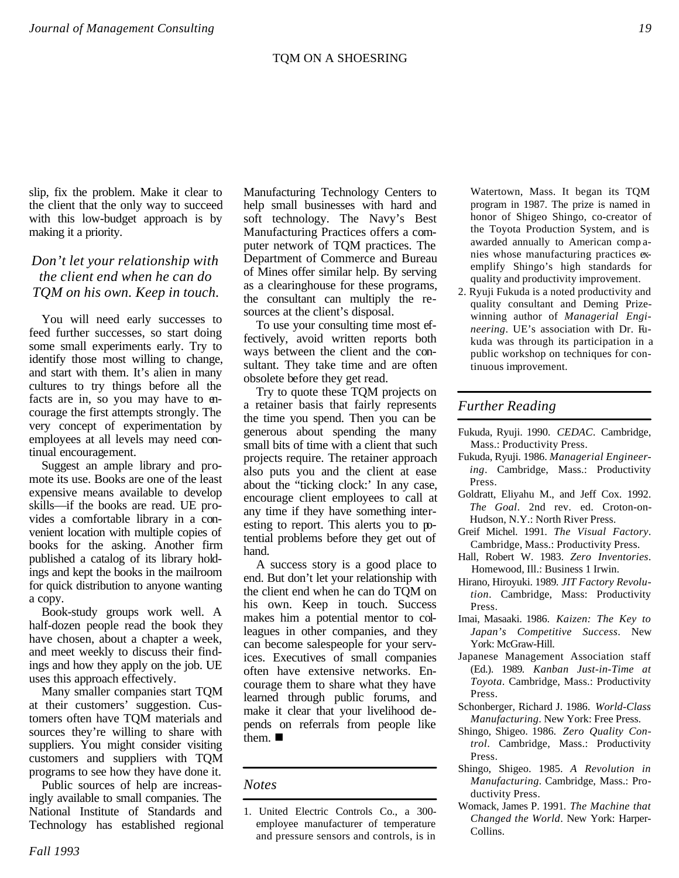slip, fix the problem. Make it clear to the client that the only way to succeed with this low-budget approach is by making it a priority.

*Don't let your relationship with the client end when he can do TQM on his own. Keep in touch.*

You will need early successes to feed further successes, so start doing some small experiments early. Try to identify those most willing to change, and start with them. It's alien in many cultures to try things before all the facts are in, so you may have to encourage the first attempts strongly. The very concept of experimentation by employees at all levels may need continual encouragement.

Suggest an ample library and promote its use. Books are one of the least expensive means available to develop skills—if the books are read. UE provides a comfortable library in a convenient location with multiple copies of books for the asking. Another firm published a catalog of its library holdings and kept the books in the mailroom for quick distribution to anyone wanting a copy.

Book-study groups work well. A half-dozen people read the book they have chosen, about a chapter a week, and meet weekly to discuss their findings and how they apply on the job. UE uses this approach effectively.

Many smaller companies start TQM at their customers' suggestion. Customers often have TQM materials and sources they're willing to share with suppliers. You might consider visiting customers and suppliers with TQM programs to see how they have done it.

Public sources of help are increasingly available to small companies. The National Institute of Standards and Technology has established regional Manufacturing Technology Centers to help small businesses with hard and soft technology. The Navy's Best Manufacturing Practices offers a computer network of TQM practices. The Department of Commerce and Bureau of Mines offer similar help. By serving as a clearinghouse for these programs, the consultant can multiply the resources at the client's disposal.

To use your consulting time most effectively, avoid written reports both ways between the client and the consultant. They take time and are often obsolete before they get read.

Try to quote these TQM projects on a retainer basis that fairly represents the time you spend. Then you can be generous about spending the many small bits of time with a client that such projects require. The retainer approach also puts you and the client at ease about the "ticking clock:' In any case, encourage client employees to call at any time if they have something interesting to report. This alerts you to potential problems before they get out of hand.

A success story is a good place to end. But don't let your relationship with the client end when he can do TQM on his own. Keep in touch. Success makes him a potential mentor to colleagues in other companies, and they can become salespeople for your services. Executives of small companies often have extensive networks. Encourage them to share what they have learned through public forums, and make it clear that your livelihood depends on referrals from people like them. ■

## Notes

1. United Electric Controls Co., a 300-employee manufacturer of temperature and pressure sensors and controls, is in Watertown, Mass. It began its TQM program in 1987. The prize is named in honor of Shigeo Shingo, co-creator of the Toyota Production System, and is awarded annually to American companies whose manufacturing practices exemplify Shingo's high standards for quality and productivity improvement.
2. Ryuji Fukuda is a noted productivity and quality consultant and Deming Prize-winning author of *Managerial Engineering*. UE's association with Dr. Fukuda was through its participation in a public workshop on techniques for continuous improvement.

## Further Reading

Fukuda, Ryuji. 1990. *CEDAC*. Cambridge, Mass.: Productivity Press.

Fukuda, Ryuji. 1986. *Managerial Engineering*. Cambridge, Mass.: Productivity Press.

Goldratt, Eliyahu M., and Jeff Cox. 1992. *The Goal*. 2nd rev. ed. Croton-on-Hudson, N.Y.: North River Press.

Greif Michel. 1991. *The Visual Factory*. Cambridge, Mass.: Productivity Press.

Hall, Robert W. 1983. *Zero Inventories*. Homewood, Ill.: Business 1 Irwin.

Hirano, Hiroyuki. 1989. *JIT Factory Revolution*. Cambridge, Mass: Productivity Press.

Imai, Masaaki. 1986. *Kaizen: The Key to Japan's Competitive Success*. New York: McGraw-Hill.

Japanese Management Association staff (Ed.). 1989. *Kanban Just-in-Time at Toyota*. Cambridge, Mass.: Productivity Press.

Schonberger, Richard J. 1986. *World-Class Manufacturing*. New York: Free Press.

Shingo, Shigeo. 1986. *Zero Quality Control*. Cambridge, Mass.: Productivity Press.

Shingo, Shigeo. 1985. *A Revolution in Manufacturing*. Cambridge, Mass.: Productivity Press.

Womack, James P. 1991. *The Machine that Changed the World*. New York: Harper-Collins.